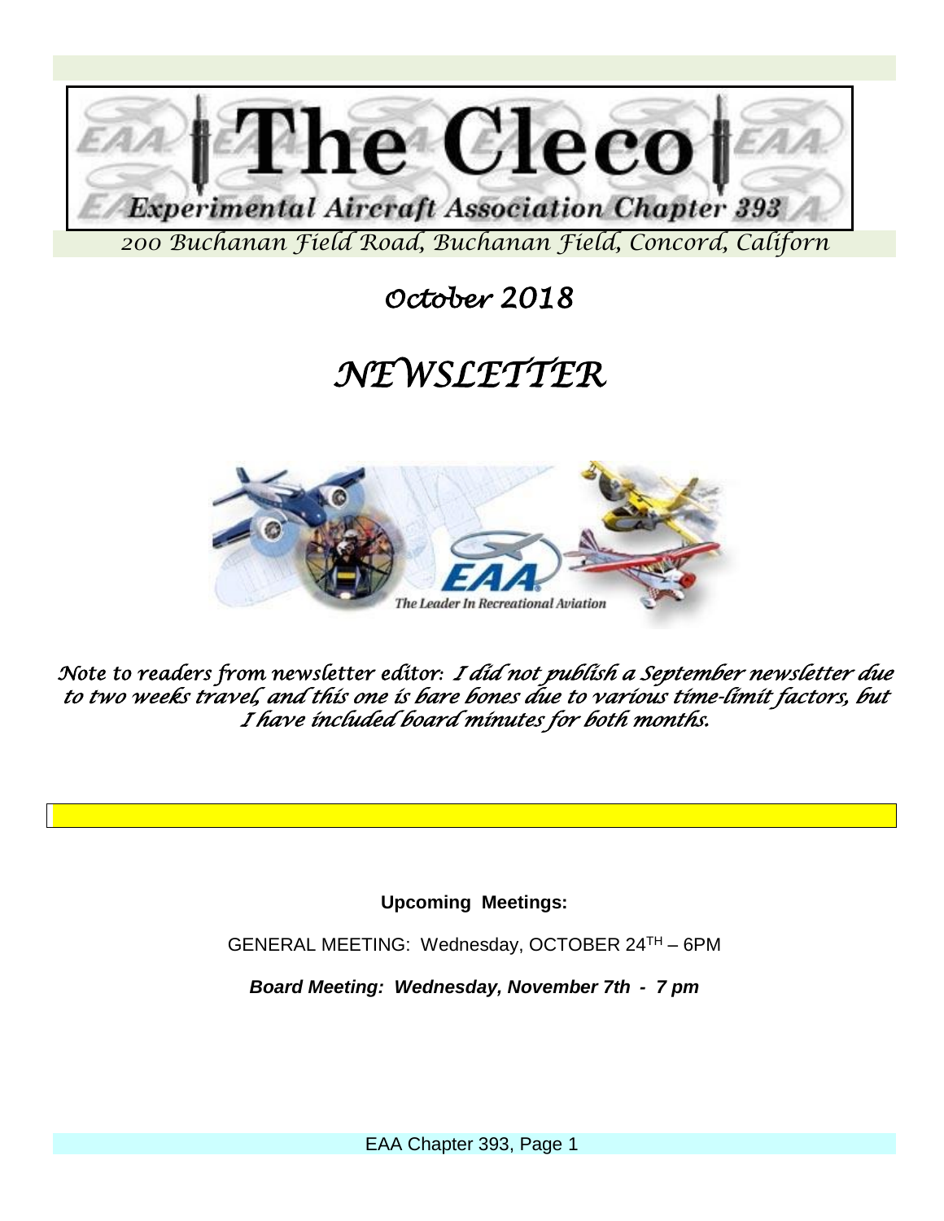# The Cleco

**Experimental Aircraft Association Chapter 393**

*200 Buchanan Field Road, Buchanan Field, Concord, Californ*

## *October 2018*

# *NEWSLETTER*

*Note to readers from newsletter editor: I did not publish a September newsletter due to two weeks travel, and this one is bare bones due to various time-limit factors, but I have included board minutes for both months.*

**Upcoming Meetings:**

GENERAL MEETING: Wednesday, OCTOBER 24TH – 6PM

***Board Meeting: Wednesday, November 7th - 7 pm***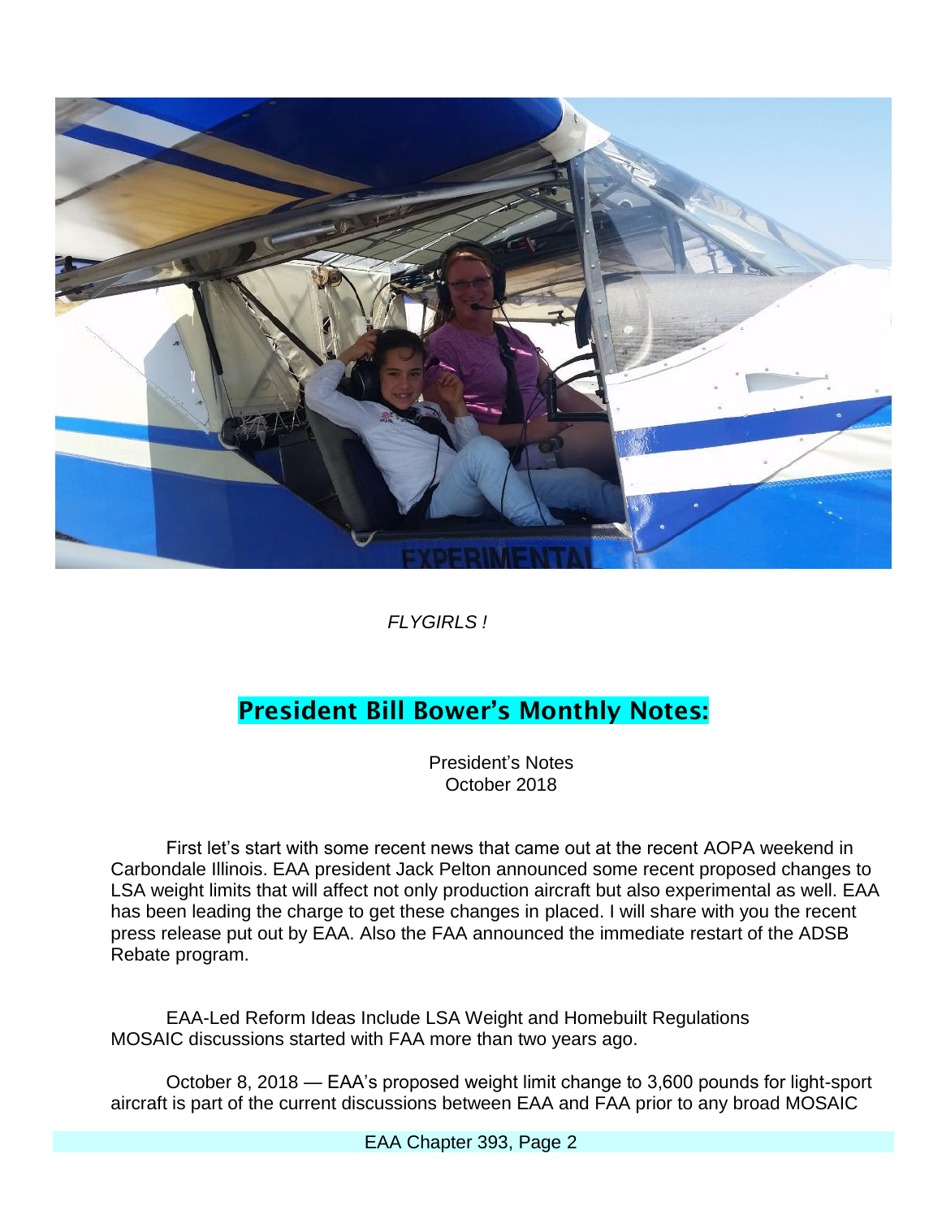*FLYGIRLS !*

## President Bill Bower's Monthly Notes:

President's Notes
October 2018

First let's start with some recent news that came out at the recent AOPA weekend in Carbondale Illinois. EAA president Jack Pelton announced some recent proposed changes to LSA weight limits that will affect not only production aircraft but also experimental as well. EAA has been leading the charge to get these changes in placed. I will share with you the recent press release put out by EAA. Also the FAA announced the immediate restart of the ADSB Rebate program.

EAA-Led Reform Ideas Include LSA Weight and Homebuilt Regulations
MOSAIC discussions started with FAA more than two years ago.

October 8, 2018 — EAA's proposed weight limit change to 3,600 pounds for light-sport aircraft is part of the current discussions between EAA and FAA prior to any broad MOSAIC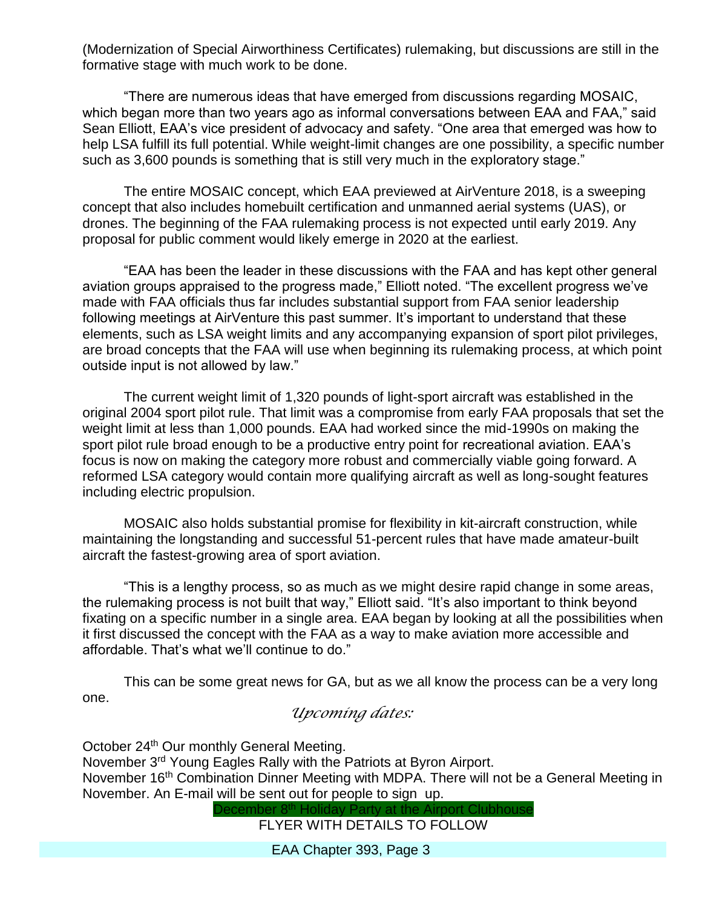(Modernization of Special Airworthiness Certificates) rulemaking, but discussions are still in the formative stage with much work to be done.

"There are numerous ideas that have emerged from discussions regarding MOSAIC, which began more than two years ago as informal conversations between EAA and FAA," said Sean Elliott, EAA's vice president of advocacy and safety. "One area that emerged was how to help LSA fulfill its full potential. While weight-limit changes are one possibility, a specific number such as 3,600 pounds is something that is still very much in the exploratory stage."

The entire MOSAIC concept, which EAA previewed at AirVenture 2018, is a sweeping concept that also includes homebuilt certification and unmanned aerial systems (UAS), or drones. The beginning of the FAA rulemaking process is not expected until early 2019. Any proposal for public comment would likely emerge in 2020 at the earliest.

"EAA has been the leader in these discussions with the FAA and has kept other general aviation groups appraised to the progress made," Elliott noted. "The excellent progress we've made with FAA officials thus far includes substantial support from FAA senior leadership following meetings at AirVenture this past summer. It's important to understand that these elements, such as LSA weight limits and any accompanying expansion of sport pilot privileges, are broad concepts that the FAA will use when beginning its rulemaking process, at which point outside input is not allowed by law."

The current weight limit of 1,320 pounds of light-sport aircraft was established in the original 2004 sport pilot rule. That limit was a compromise from early FAA proposals that set the weight limit at less than 1,000 pounds. EAA had worked since the mid-1990s on making the sport pilot rule broad enough to be a productive entry point for recreational aviation. EAA's focus is now on making the category more robust and commercially viable going forward. A reformed LSA category would contain more qualifying aircraft as well as long-sought features including electric propulsion.

MOSAIC also holds substantial promise for flexibility in kit-aircraft construction, while maintaining the longstanding and successful 51-percent rules that have made amateur-built aircraft the fastest-growing area of sport aviation.

"This is a lengthy process, so as much as we might desire rapid change in some areas, the rulemaking process is not built that way," Elliott said. "It's also important to think beyond fixating on a specific number in a single area. EAA began by looking at all the possibilities when it first discussed the concept with the FAA as a way to make aviation more accessible and affordable. That's what we'll continue to do."

This can be some great news for GA, but as we all know the process can be a very long one.

## *Upcoming dates:*

October 24th Our monthly General Meeting.
November 3rd Young Eagles Rally with the Patriots at Byron Airport.
November 16th Combination Dinner Meeting with MDPA. There will not be a General Meeting in November. An E-mail will be sent out for people to sign up.

December 8th Holiday Party at the Airport Clubhouse
FLYER WITH DETAILS TO FOLLOW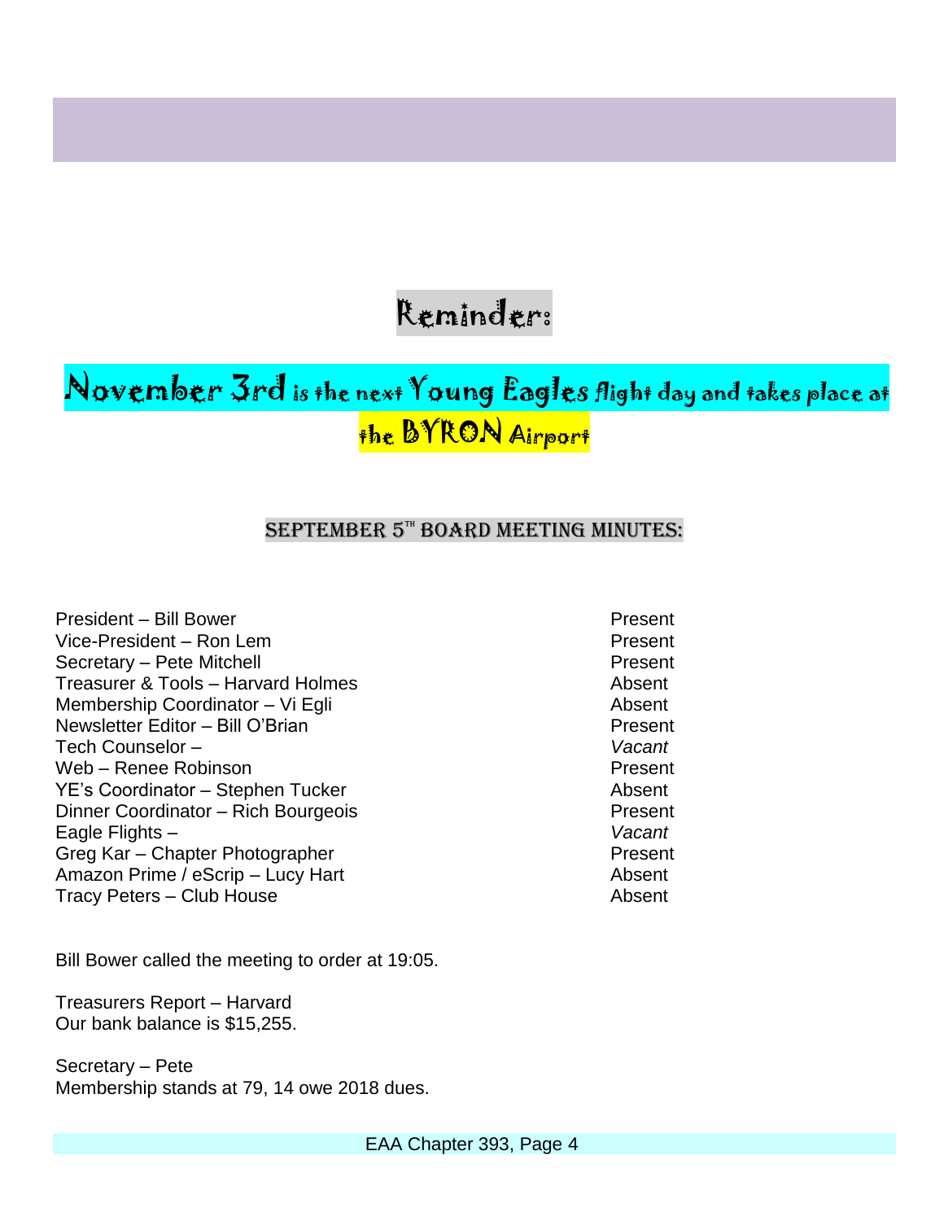## Reminder:

**November 3rd is the next Young Eagles flight day and takes place at the BYRON Airport**

### SEPTEMBER 5TH BOARD MEETING MINUTES:

| | |
|---|---|
| President – Bill Bower | Present |
| Vice-President – Ron Lem | Present |
| Secretary – Pete Mitchell | Present |
| Treasurer & Tools – Harvard Holmes | Absent |
| Membership Coordinator – Vi Egli | Absent |
| Newsletter Editor – Bill O'Brian | Present |
| Tech Counselor – | *Vacant* |
| Web – Renee Robinson | Present |
| YE's Coordinator – Stephen Tucker | Absent |
| Dinner Coordinator – Rich Bourgeois | Present |
| Eagle Flights – | *Vacant* |
| Greg Kar – Chapter Photographer | Present |
| Amazon Prime / eScrip – Lucy Hart | Absent |
| Tracy Peters – Club House | Absent |

Bill Bower called the meeting to order at 19:05.

Treasurers Report – Harvard
Our bank balance is $15,255.

Secretary – Pete
Membership stands at 79, 14 owe 2018 dues.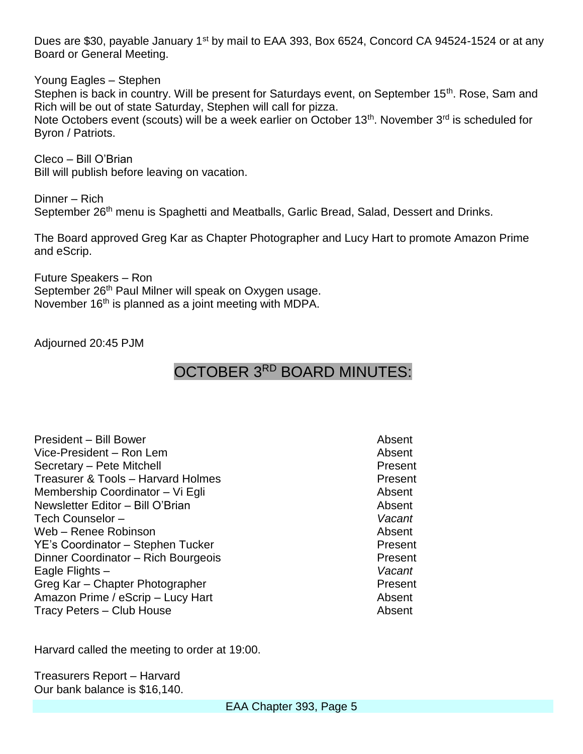Dues are \$30, payable January 1st by mail to EAA 393, Box 6524, Concord CA 94524-1524 or at any Board or General Meeting.

Young Eagles – Stephen
Stephen is back in country. Will be present for Saturdays event, on September 15th. Rose, Sam and Rich will be out of state Saturday, Stephen will call for pizza.
Note Octobers event (scouts) will be a week earlier on October 13th. November 3rd is scheduled for Byron / Patriots.

Cleco – Bill O'Brian
Bill will publish before leaving on vacation.

Dinner – Rich
September 26th menu is Spaghetti and Meatballs, Garlic Bread, Salad, Dessert and Drinks.

The Board approved Greg Kar as Chapter Photographer and Lucy Hart to promote Amazon Prime and eScrip.

Future Speakers – Ron
September 26th Paul Milner will speak on Oxygen usage.
November 16th is planned as a joint meeting with MDPA.

Adjourned 20:45 PJM

## OCTOBER 3RD BOARD MINUTES:

| | |
|---|---|
| President – Bill Bower | Absent |
| Vice-President – Ron Lem | Absent |
| Secretary – Pete Mitchell | Present |
| Treasurer & Tools – Harvard Holmes | Present |
| Membership Coordinator – Vi Egli | Absent |
| Newsletter Editor – Bill O'Brian | Absent |
| Tech Counselor – | *Vacant* |
| Web – Renee Robinson | Absent |
| YE's Coordinator – Stephen Tucker | Present |
| Dinner Coordinator – Rich Bourgeois | Present |
| Eagle Flights – | *Vacant* |
| Greg Kar – Chapter Photographer | Present |
| Amazon Prime / eScrip – Lucy Hart | Absent |
| Tracy Peters – Club House | Absent |

Harvard called the meeting to order at 19:00.

Treasurers Report – Harvard
Our bank balance is \$16,140.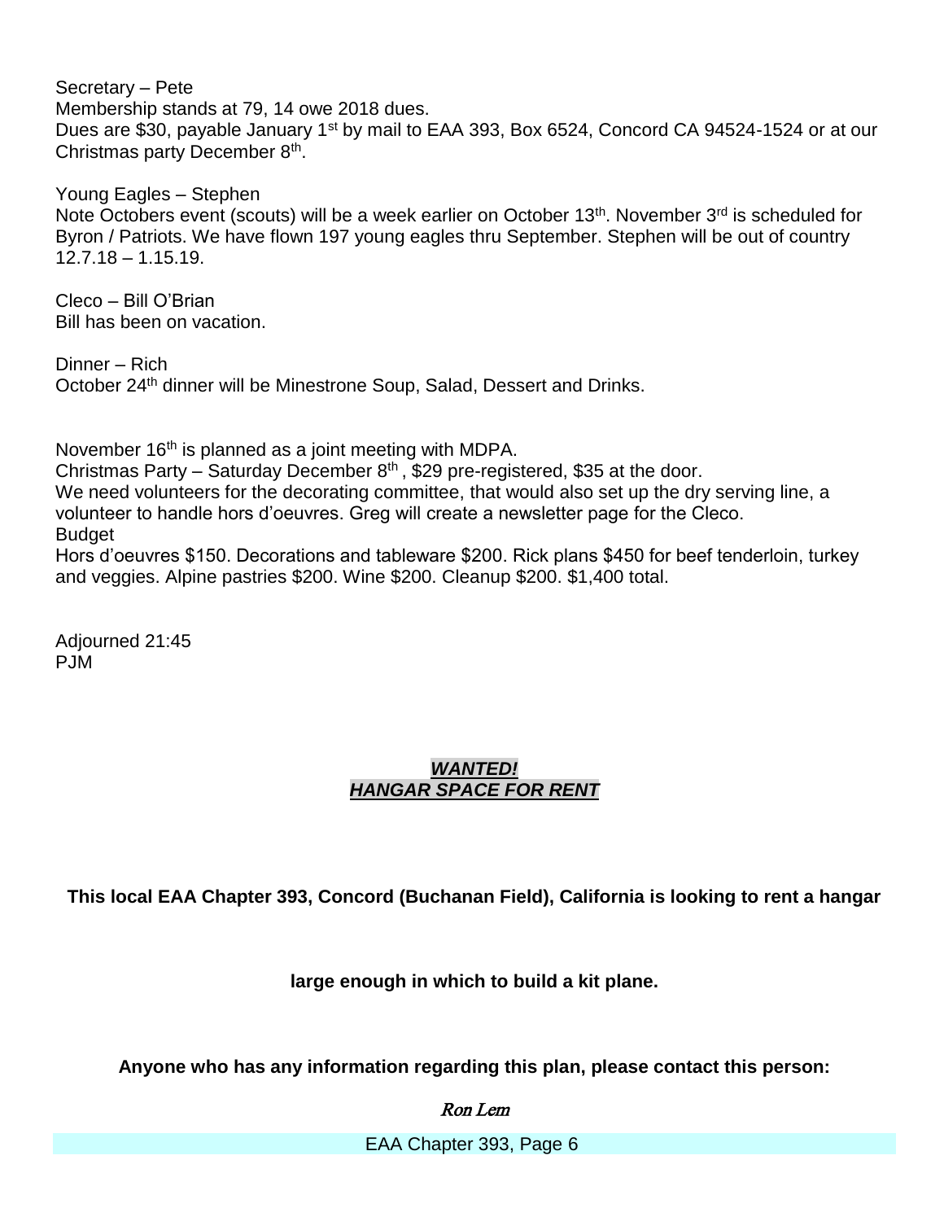Secretary – Pete
Membership stands at 79, 14 owe 2018 dues.
Dues are $30, payable January 1st by mail to EAA 393, Box 6524, Concord CA 94524-1524 or at our Christmas party December 8th.

Young Eagles – Stephen
Note Octobers event (scouts) will be a week earlier on October 13th. November 3rd is scheduled for Byron / Patriots. We have flown 197 young eagles thru September. Stephen will be out of country 12.7.18 – 1.15.19.

Cleco – Bill O'Brian
Bill has been on vacation.

Dinner – Rich
October 24th dinner will be Minestrone Soup, Salad, Dessert and Drinks.

November 16th is planned as a joint meeting with MDPA.
Christmas Party – Saturday December 8th , $29 pre-registered, $35 at the door.
We need volunteers for the decorating committee, that would also set up the dry serving line, a volunteer to handle hors d'oeuvres. Greg will create a newsletter page for the Cleco.
Budget
Hors d'oeuvres $150. Decorations and tableware $200. Rick plans $450 for beef tenderloin, turkey and veggies. Alpine pastries $200. Wine $200. Cleanup $200. $1,400 total.

Adjourned 21:45
PJM

***WANTED!***
***HANGAR SPACE FOR RENT***

**This local EAA Chapter 393, Concord (Buchanan Field), California is looking to rent a hangar**

**large enough in which to build a kit plane.**

**Anyone who has any information regarding this plan, please contact this person:**

*Ron Lem*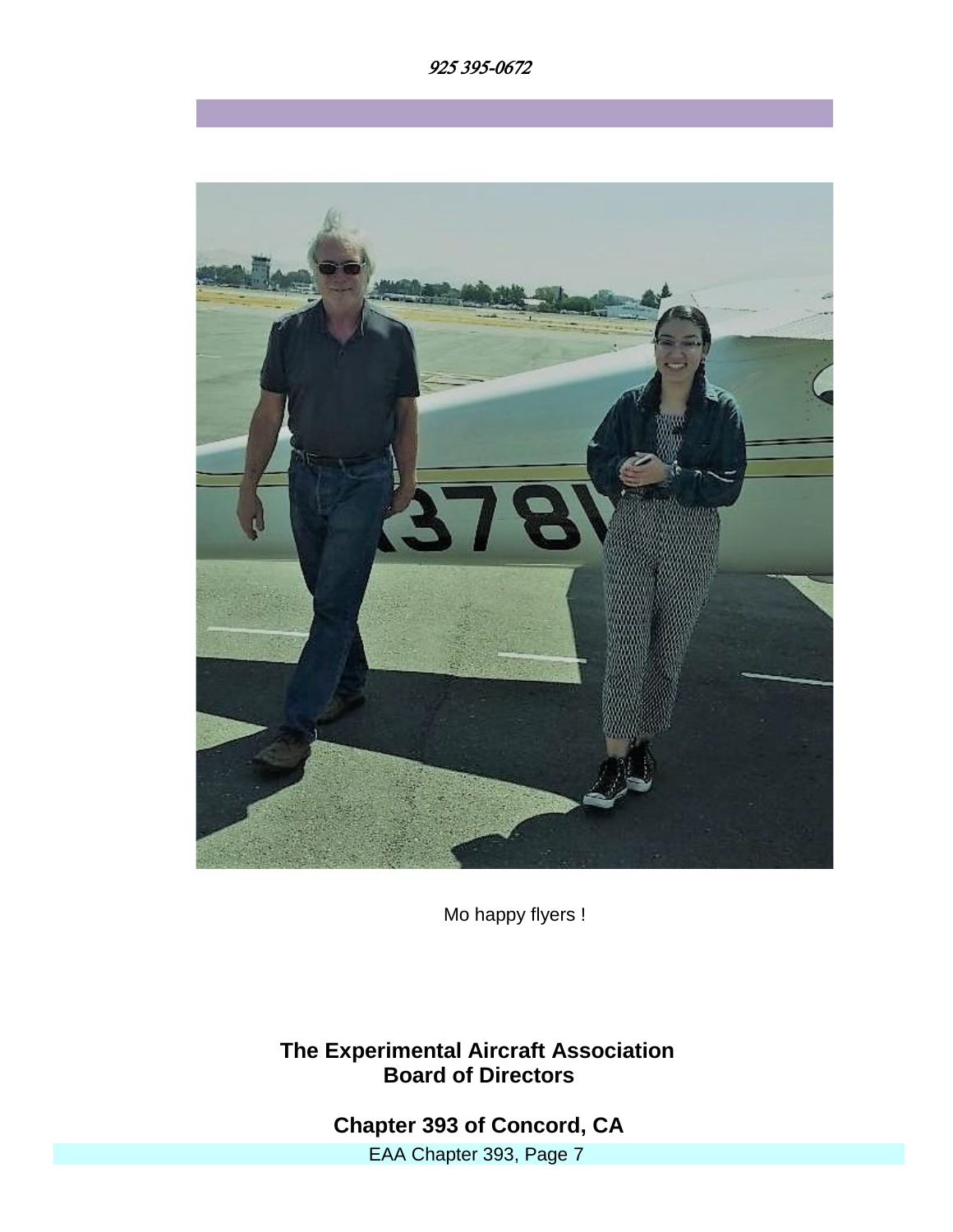*925 395-0672*

Mo happy flyers !

**The Experimental Aircraft Association**
**Board of Directors**

**Chapter 393 of Concord, CA**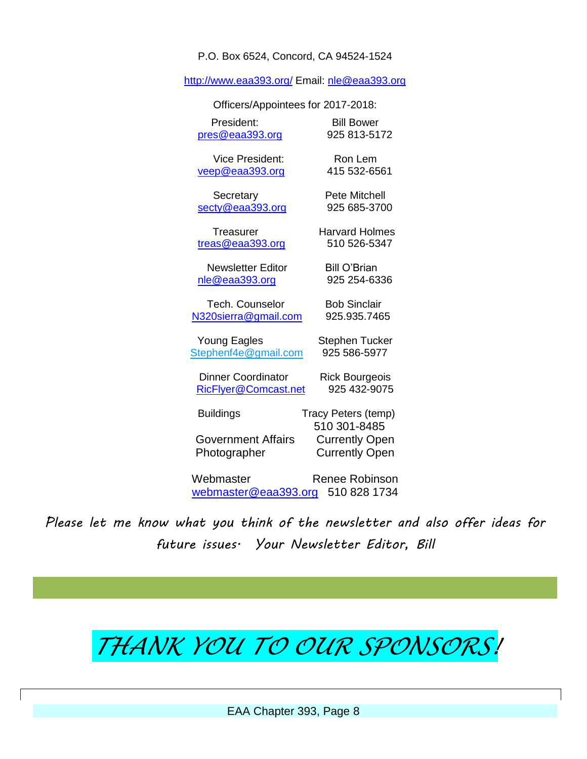P.O. Box 6524, Concord, CA 94524-1524

http://www.eaa393.org/ Email: nle@eaa393.org

Officers/Appointees for 2017-2018:

| Position | Name / Phone |
|---|---|
| President: pres@eaa393.org | Bill Bower 925 813-5172 |
| Vice President: veep@eaa393.org | Ron Lem 415 532-6561 |
| Secretary secty@eaa393.org | Pete Mitchell 925 685-3700 |
| Treasurer treas@eaa393.org | Harvard Holmes 510 526-5347 |
| Newsletter Editor nle@eaa393.org | Bill O'Brian 925 254-6336 |
| Tech. Counselor N320sierra@gmail.com | Bob Sinclair 925.935.7465 |
| Young Eagles Stephenf4e@gmail.com | Stephen Tucker 925 586-5977 |
| Dinner Coordinator RicFlyer@Comcast.net | Rick Bourgeois 925 432-9075 |
| Buildings | Tracy Peters (temp) 510 301-8485 |
| Government Affairs | Currently Open |
| Photographer | Currently Open |
| Webmaster webmaster@eaa393.org | Renee Robinson 510 828 1734 |

*Please let me know what you think of the newsletter and also offer ideas for future issues. Your Newsletter Editor, Bill*

# *THANK YOU TO OUR SPONSORS!*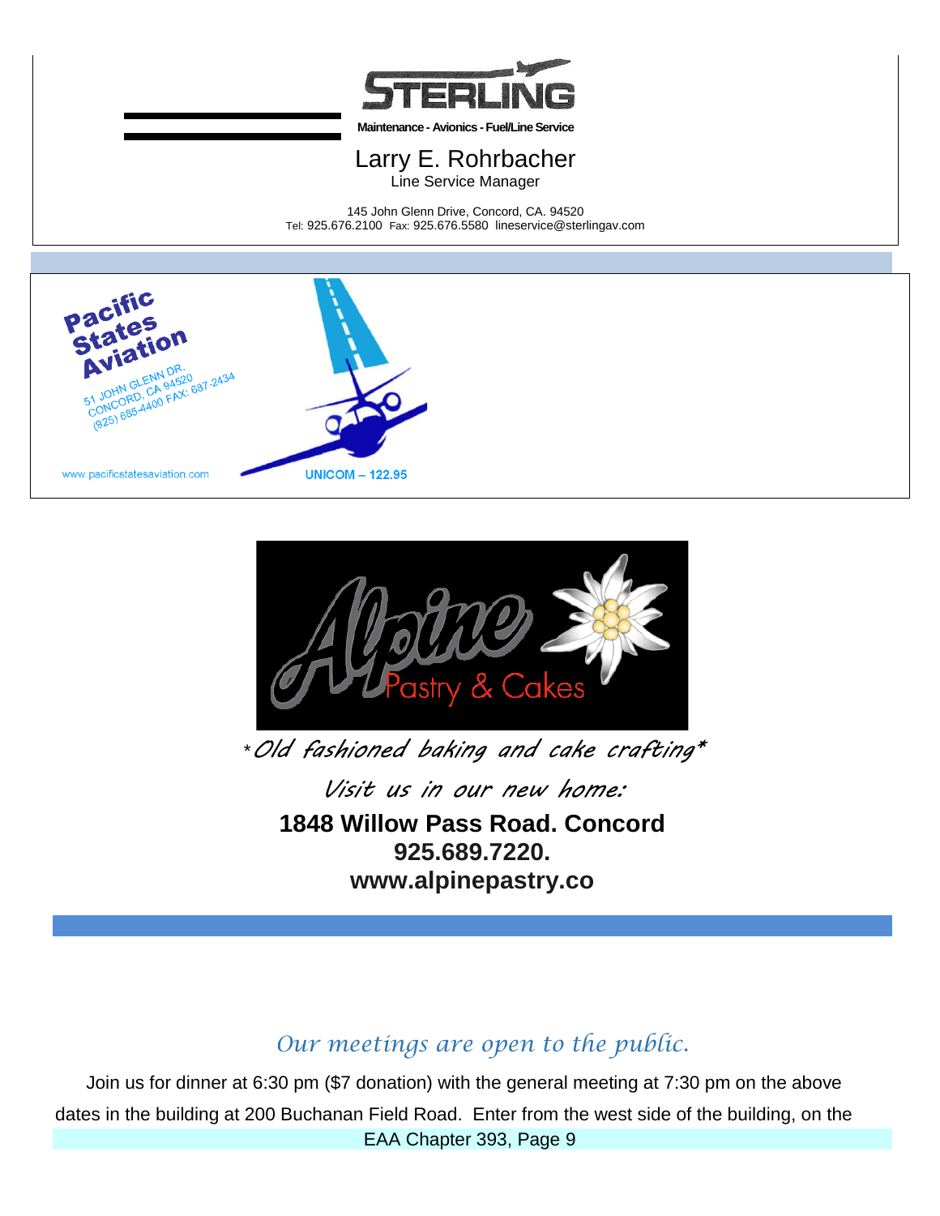**STERLING**

Maintenance - Avionics - Fuel/Line Service

Larry E. Rohrbacher

Line Service Manager

145 John Glenn Drive, Concord, CA. 94520

Tel: 925.676.2100 Fax: 925.676.5580 lineservice@sterlingav.com

**Pacific States Aviation**

51 JOHN GLENN DR.
CONCORD, CA 94520
(925) 685-4400 FAX: 687-2434

www.pacificstatesaviation.com

**UNICOM – 122.95**

**Alpine** Pastry & Cakes

*\*Old fashioned baking and cake crafting\**

*Visit us in our new home:*

**1848 Willow Pass Road. Concord**
**925.689.7220.**
**www.alpinepastry.co**

*Our meetings are open to the public.*

Join us for dinner at 6:30 pm ($7 donation) with the general meeting at 7:30 pm on the above dates in the building at 200 Buchanan Field Road. Enter from the west side of the building, on the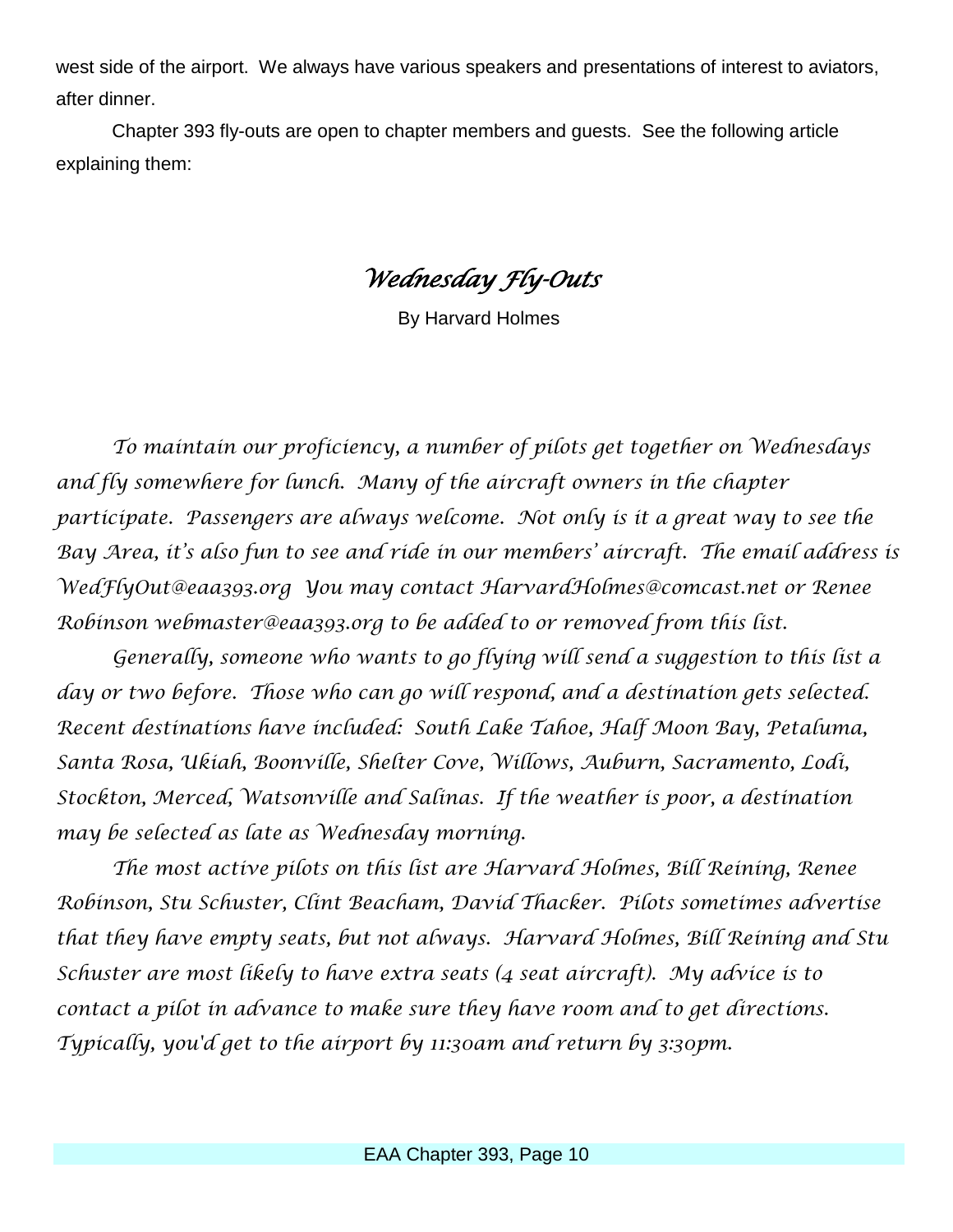west side of the airport. We always have various speakers and presentations of interest to aviators, after dinner.

Chapter 393 fly-outs are open to chapter members and guests. See the following article explaining them:

## *Wednesday Fly-Outs*

By Harvard Holmes

*To maintain our proficiency, a number of pilots get together on Wednesdays and fly somewhere for lunch. Many of the aircraft owners in the chapter participate. Passengers are always welcome. Not only is it a great way to see the Bay Area, it's also fun to see and ride in our members' aircraft. The email address is WedFlyOut@eaa393.org You may contact HarvardHolmes@comcast.net or Renee Robinson webmaster@eaa393.org to be added to or removed from this list.*

*Generally, someone who wants to go flying will send a suggestion to this list a day or two before. Those who can go will respond, and a destination gets selected. Recent destinations have included: South Lake Tahoe, Half Moon Bay, Petaluma, Santa Rosa, Ukiah, Boonville, Shelter Cove, Willows, Auburn, Sacramento, Lodi, Stockton, Merced, Watsonville and Salinas. If the weather is poor, a destination may be selected as late as Wednesday morning.*

*The most active pilots on this list are Harvard Holmes, Bill Reining, Renee Robinson, Stu Schuster, Clint Beacham, David Thacker. Pilots sometimes advertise that they have empty seats, but not always. Harvard Holmes, Bill Reining and Stu Schuster are most likely to have extra seats (4 seat aircraft). My advice is to contact a pilot in advance to make sure they have room and to get directions. Typically, you'd get to the airport by 11:30am and return by 3:30pm.*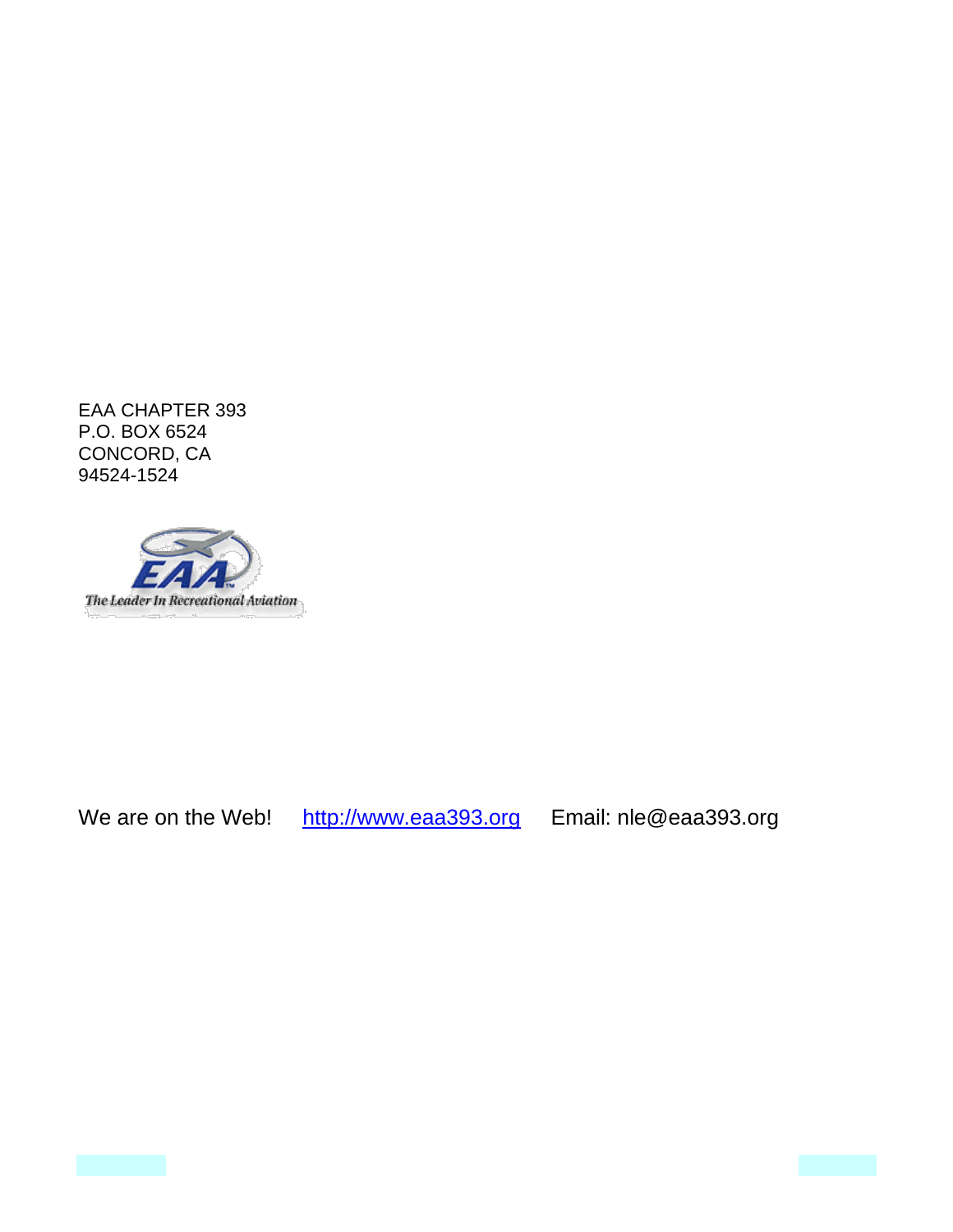EAA CHAPTER 393
P.O. BOX 6524
CONCORD, CA
94524-1524

EAA
The Leader In Recreational Aviation

We are on the Web! http://www.eaa393.org Email: nle@eaa393.org